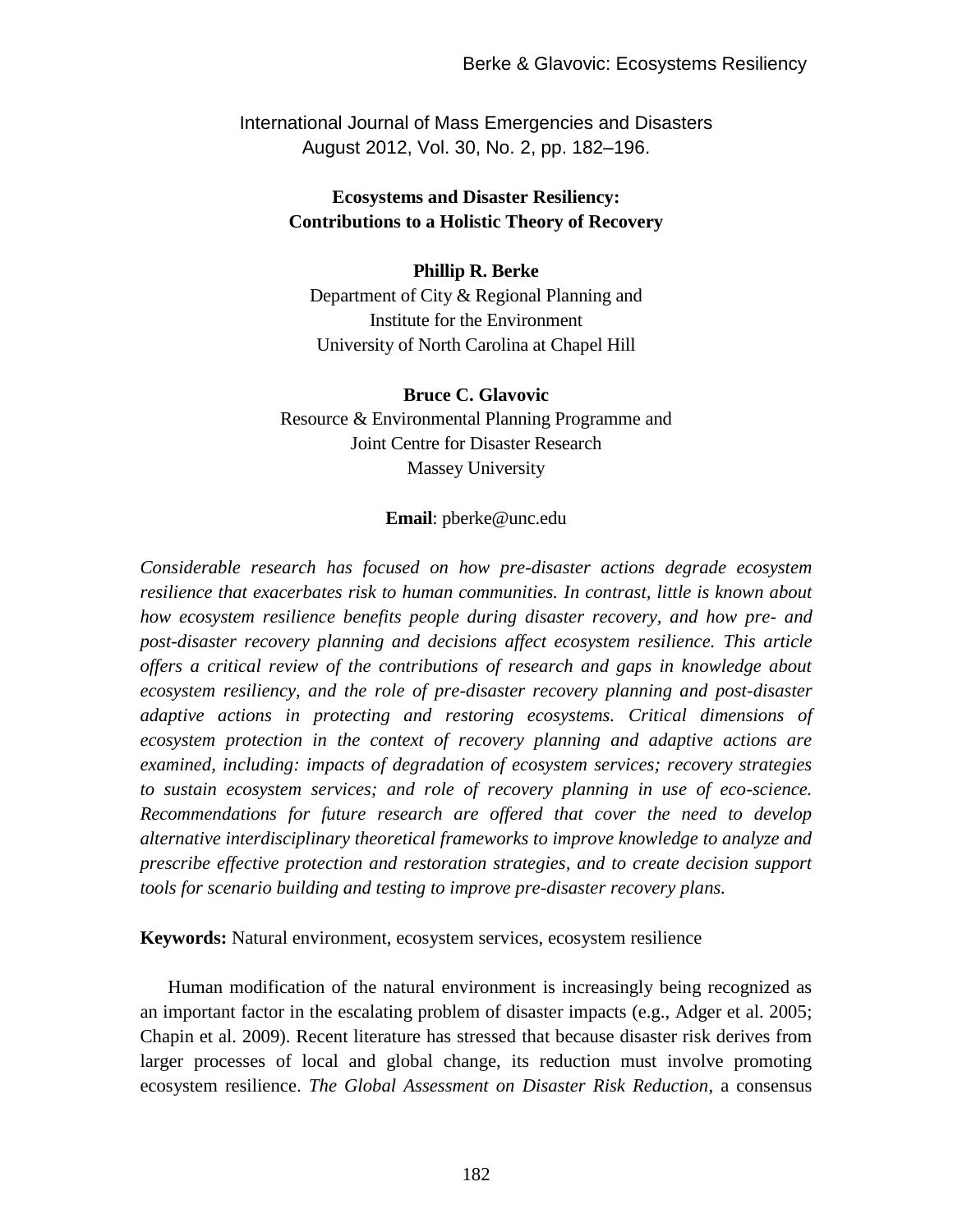International Journal of Mass Emergencies and Disasters
August 2012, Vol. 30, No. 2, pp. 182–196.

# Ecosystems and Disaster Resiliency: Contributions to a Holistic Theory of Recovery

**Phillip R. Berke**
Department of City & Regional Planning and
Institute for the Environment
University of North Carolina at Chapel Hill

**Bruce C. Glavovic**
Resource & Environmental Planning Programme and
Joint Centre for Disaster Research
Massey University

**Email**: pberke@unc.edu

*Considerable research has focused on how pre-disaster actions degrade ecosystem resilience that exacerbates risk to human communities. In contrast, little is known about how ecosystem resilience benefits people during disaster recovery, and how pre- and post-disaster recovery planning and decisions affect ecosystem resilience. This article offers a critical review of the contributions of research and gaps in knowledge about ecosystem resiliency, and the role of pre-disaster recovery planning and post-disaster adaptive actions in protecting and restoring ecosystems. Critical dimensions of ecosystem protection in the context of recovery planning and adaptive actions are examined, including: impacts of degradation of ecosystem services; recovery strategies to sustain ecosystem services; and role of recovery planning in use of eco-science. Recommendations for future research are offered that cover the need to develop alternative interdisciplinary theoretical frameworks to improve knowledge to analyze and prescribe effective protection and restoration strategies, and to create decision support tools for scenario building and testing to improve pre-disaster recovery plans.*

**Keywords:** Natural environment, ecosystem services, ecosystem resilience

Human modification of the natural environment is increasingly being recognized as an important factor in the escalating problem of disaster impacts (e.g., Adger et al. 2005; Chapin et al. 2009). Recent literature has stressed that because disaster risk derives from larger processes of local and global change, its reduction must involve promoting ecosystem resilience. *The Global Assessment on Disaster Risk Reduction*, a consensus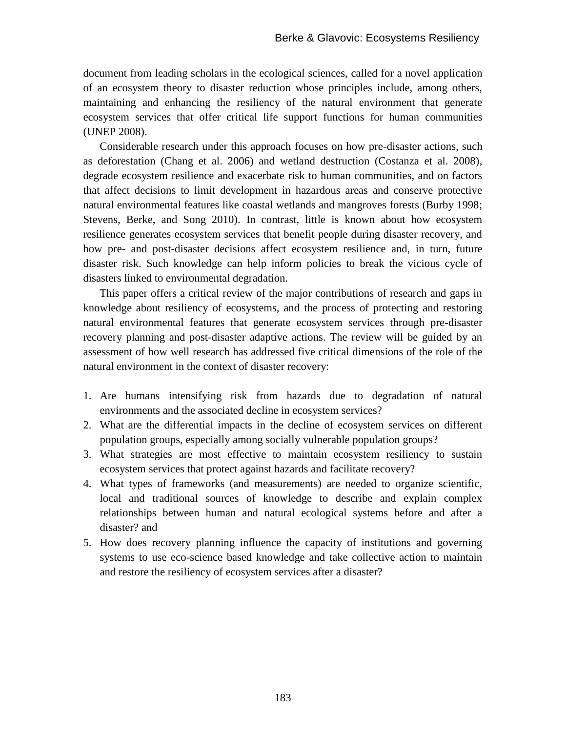document from leading scholars in the ecological sciences, called for a novel application of an ecosystem theory to disaster reduction whose principles include, among others, maintaining and enhancing the resiliency of the natural environment that generate ecosystem services that offer critical life support functions for human communities (UNEP 2008).

Considerable research under this approach focuses on how pre-disaster actions, such as deforestation (Chang et al. 2006) and wetland destruction (Costanza et al. 2008), degrade ecosystem resilience and exacerbate risk to human communities, and on factors that affect decisions to limit development in hazardous areas and conserve protective natural environmental features like coastal wetlands and mangroves forests (Burby 1998; Stevens, Berke, and Song 2010). In contrast, little is known about how ecosystem resilience generates ecosystem services that benefit people during disaster recovery, and how pre- and post-disaster decisions affect ecosystem resilience and, in turn, future disaster risk. Such knowledge can help inform policies to break the vicious cycle of disasters linked to environmental degradation.

This paper offers a critical review of the major contributions of research and gaps in knowledge about resiliency of ecosystems, and the process of protecting and restoring natural environmental features that generate ecosystem services through pre-disaster recovery planning and post-disaster adaptive actions. The review will be guided by an assessment of how well research has addressed five critical dimensions of the role of the natural environment in the context of disaster recovery:

1. Are humans intensifying risk from hazards due to degradation of natural environments and the associated decline in ecosystem services?
2. What are the differential impacts in the decline of ecosystem services on different population groups, especially among socially vulnerable population groups?
3. What strategies are most effective to maintain ecosystem resiliency to sustain ecosystem services that protect against hazards and facilitate recovery?
4. What types of frameworks (and measurements) are needed to organize scientific, local and traditional sources of knowledge to describe and explain complex relationships between human and natural ecological systems before and after a disaster? and
5. How does recovery planning influence the capacity of institutions and governing systems to use eco-science based knowledge and take collective action to maintain and restore the resiliency of ecosystem services after a disaster?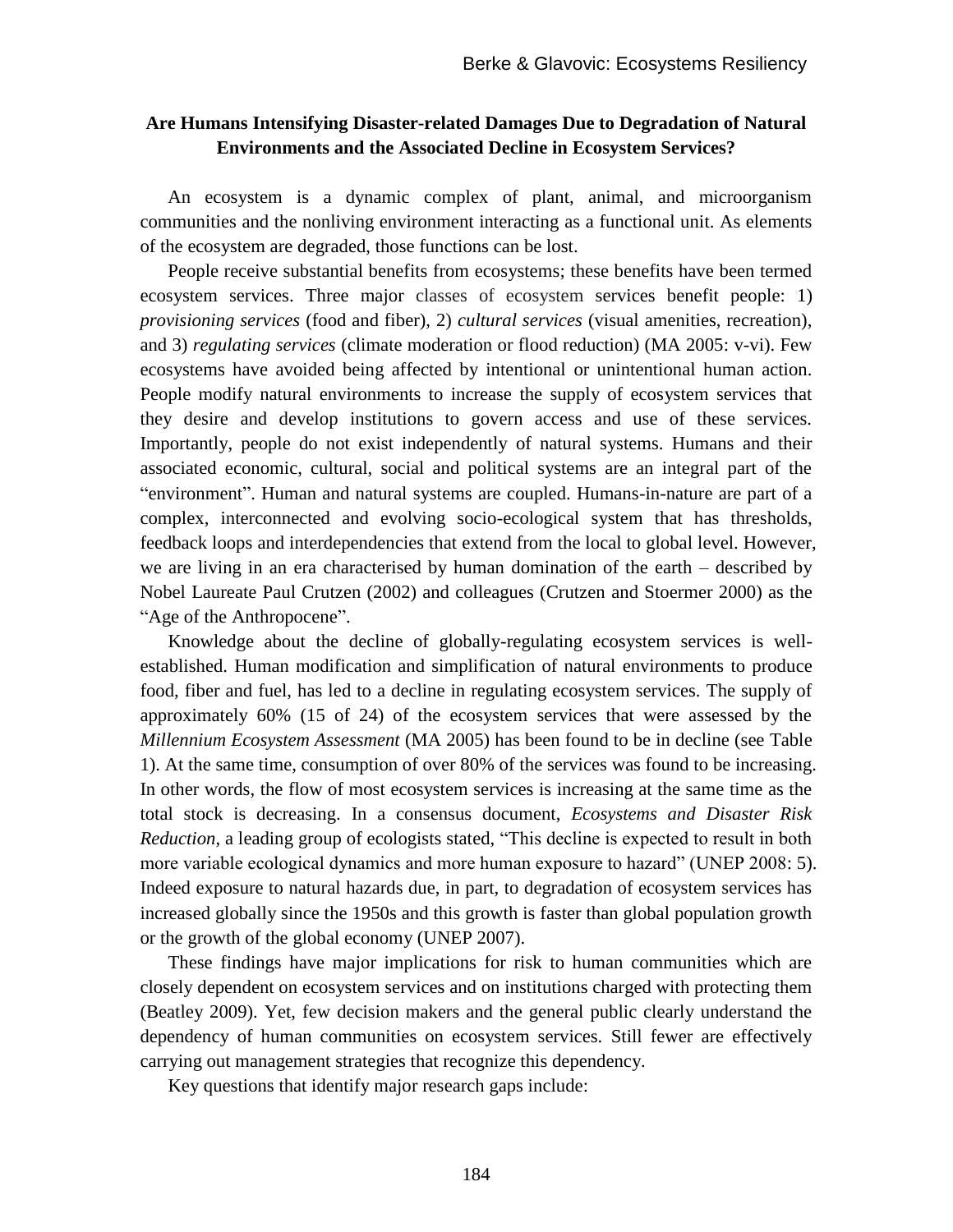### Are Humans Intensifying Disaster-related Damages Due to Degradation of Natural Environments and the Associated Decline in Ecosystem Services?

An ecosystem is a dynamic complex of plant, animal, and microorganism communities and the nonliving environment interacting as a functional unit. As elements of the ecosystem are degraded, those functions can be lost.

People receive substantial benefits from ecosystems; these benefits have been termed ecosystem services. Three major classes of ecosystem services benefit people: 1) *provisioning services* (food and fiber), 2) *cultural services* (visual amenities, recreation), and 3) *regulating services* (climate moderation or flood reduction) (MA 2005: v-vi). Few ecosystems have avoided being affected by intentional or unintentional human action. People modify natural environments to increase the supply of ecosystem services that they desire and develop institutions to govern access and use of these services. Importantly, people do not exist independently of natural systems. Humans and their associated economic, cultural, social and political systems are an integral part of the "environment". Human and natural systems are coupled. Humans-in-nature are part of a complex, interconnected and evolving socio-ecological system that has thresholds, feedback loops and interdependencies that extend from the local to global level. However, we are living in an era characterised by human domination of the earth – described by Nobel Laureate Paul Crutzen (2002) and colleagues (Crutzen and Stoermer 2000) as the "Age of the Anthropocene".

Knowledge about the decline of globally-regulating ecosystem services is well-established. Human modification and simplification of natural environments to produce food, fiber and fuel, has led to a decline in regulating ecosystem services. The supply of approximately 60% (15 of 24) of the ecosystem services that were assessed by the *Millennium Ecosystem Assessment* (MA 2005) has been found to be in decline (see Table 1). At the same time, consumption of over 80% of the services was found to be increasing. In other words, the flow of most ecosystem services is increasing at the same time as the total stock is decreasing. In a consensus document, *Ecosystems and Disaster Risk Reduction*, a leading group of ecologists stated, "This decline is expected to result in both more variable ecological dynamics and more human exposure to hazard" (UNEP 2008: 5). Indeed exposure to natural hazards due, in part, to degradation of ecosystem services has increased globally since the 1950s and this growth is faster than global population growth or the growth of the global economy (UNEP 2007).

These findings have major implications for risk to human communities which are closely dependent on ecosystem services and on institutions charged with protecting them (Beatley 2009). Yet, few decision makers and the general public clearly understand the dependency of human communities on ecosystem services. Still fewer are effectively carrying out management strategies that recognize this dependency.

Key questions that identify major research gaps include: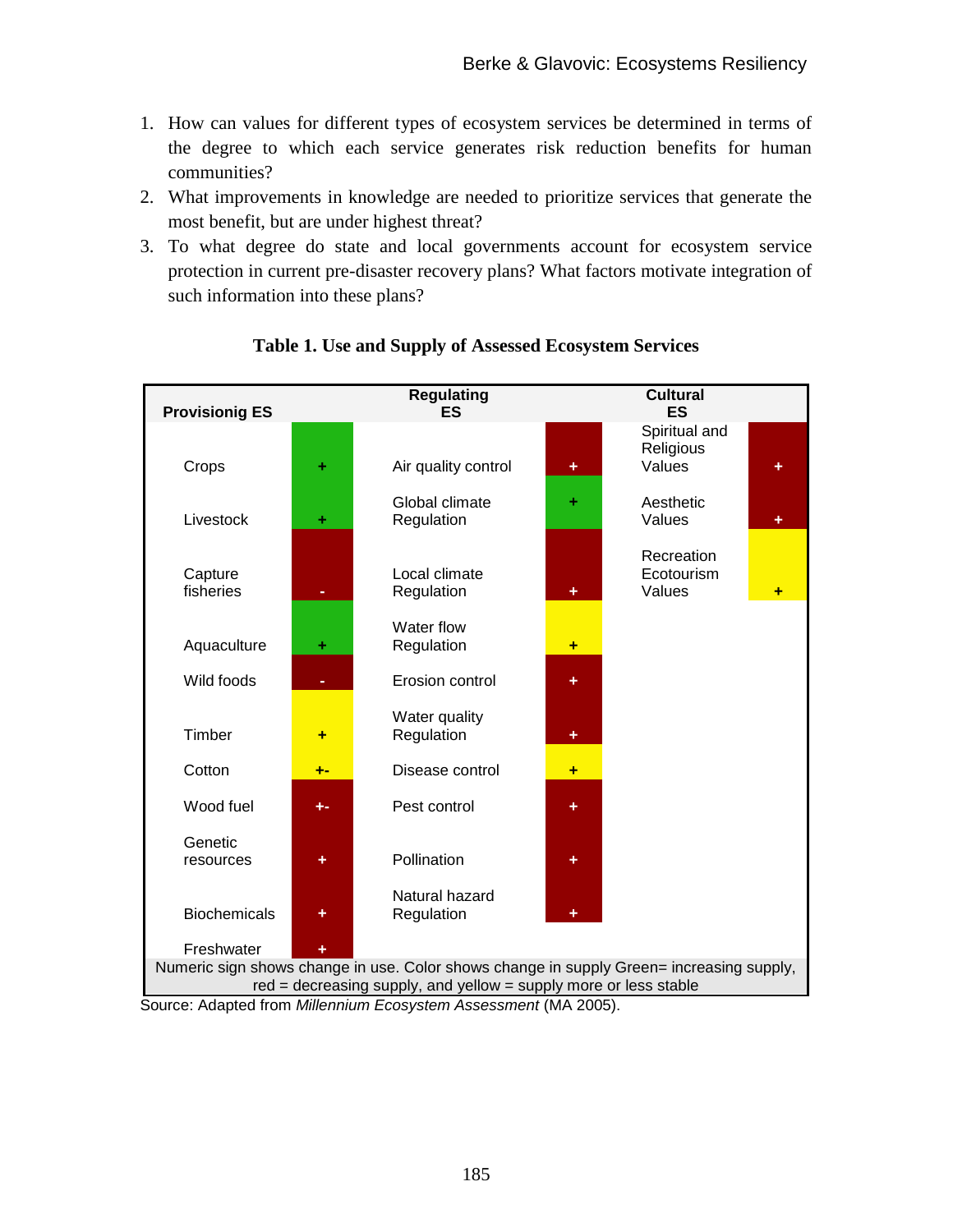1. How can values for different types of ecosystem services be determined in terms of the degree to which each service generates risk reduction benefits for human communities?
2. What improvements in knowledge are needed to prioritize services that generate the most benefit, but are under highest threat?
3. To what degree do state and local governments account for ecosystem service protection in current pre-disaster recovery plans? What factors motivate integration of such information into these plans?

**Table 1. Use and Supply of Assessed Ecosystem Services**

| Provisionig ES | | Regulating ES | | Cultural ES | |
|---|---|---|---|---|---|
| Crops | + (green) | Air quality control | + (red) | Spiritual and Religious Values | + (red) |
| Livestock | + (green) | Global climate Regulation | + (green) | Aesthetic Values | + (red) |
| Capture fisheries | - (red) | Local climate Regulation | + (red) | Recreation Ecotourism Values | + (yellow) |
| Aquaculture | + (green) | Water flow Regulation | + (yellow) | | |
| Wild foods | - (red) | Erosion control | + (red) | | |
| Timber | + (yellow) | Water quality Regulation | + (red) | | |
| Cotton | +- (yellow) | Disease control | + (yellow) | | |
| Wood fuel | +- (red) | Pest control | + (red) | | |
| Genetic resources | + (red) | Pollination | + (red) | | |
| Biochemicals | + (red) | Natural hazard Regulation | + (red) | | |
| Freshwater | + (red) | | | | |

Numeric sign shows change in use. Color shows change in supply Green= increasing supply, red = decreasing supply, and yellow = supply more or less stable

Source: Adapted from *Millennium Ecosystem Assessment* (MA 2005).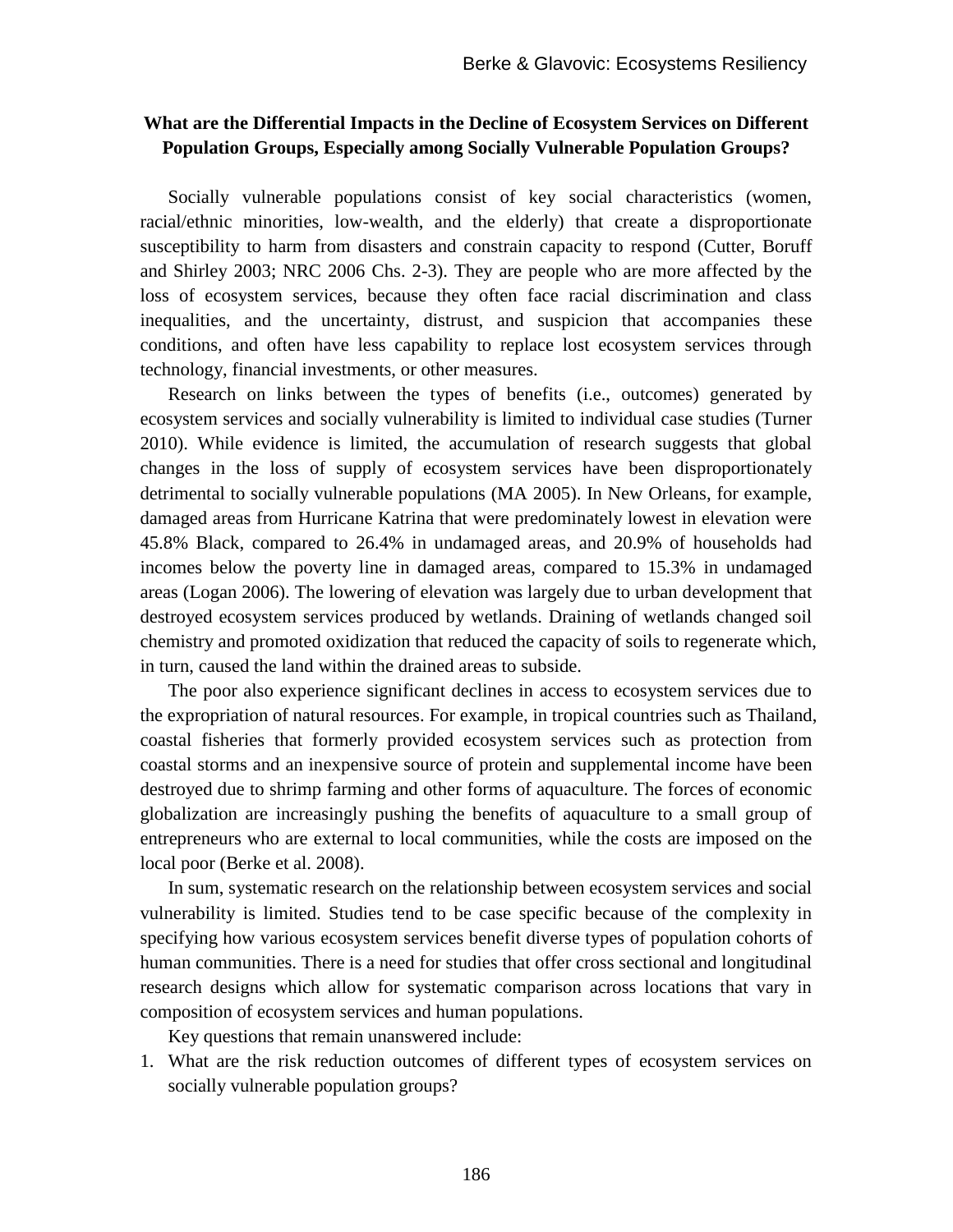### What are the Differential Impacts in the Decline of Ecosystem Services on Different Population Groups, Especially among Socially Vulnerable Population Groups?

Socially vulnerable populations consist of key social characteristics (women, racial/ethnic minorities, low-wealth, and the elderly) that create a disproportionate susceptibility to harm from disasters and constrain capacity to respond (Cutter, Boruff and Shirley 2003; NRC 2006 Chs. 2-3). They are people who are more affected by the loss of ecosystem services, because they often face racial discrimination and class inequalities, and the uncertainty, distrust, and suspicion that accompanies these conditions, and often have less capability to replace lost ecosystem services through technology, financial investments, or other measures.

Research on links between the types of benefits (i.e., outcomes) generated by ecosystem services and socially vulnerability is limited to individual case studies (Turner 2010). While evidence is limited, the accumulation of research suggests that global changes in the loss of supply of ecosystem services have been disproportionately detrimental to socially vulnerable populations (MA 2005). In New Orleans, for example, damaged areas from Hurricane Katrina that were predominately lowest in elevation were 45.8% Black, compared to 26.4% in undamaged areas, and 20.9% of households had incomes below the poverty line in damaged areas, compared to 15.3% in undamaged areas (Logan 2006). The lowering of elevation was largely due to urban development that destroyed ecosystem services produced by wetlands. Draining of wetlands changed soil chemistry and promoted oxidization that reduced the capacity of soils to regenerate which, in turn, caused the land within the drained areas to subside.

The poor also experience significant declines in access to ecosystem services due to the expropriation of natural resources. For example, in tropical countries such as Thailand, coastal fisheries that formerly provided ecosystem services such as protection from coastal storms and an inexpensive source of protein and supplemental income have been destroyed due to shrimp farming and other forms of aquaculture. The forces of economic globalization are increasingly pushing the benefits of aquaculture to a small group of entrepreneurs who are external to local communities, while the costs are imposed on the local poor (Berke et al. 2008).

In sum, systematic research on the relationship between ecosystem services and social vulnerability is limited. Studies tend to be case specific because of the complexity in specifying how various ecosystem services benefit diverse types of population cohorts of human communities. There is a need for studies that offer cross sectional and longitudinal research designs which allow for systematic comparison across locations that vary in composition of ecosystem services and human populations.

Key questions that remain unanswered include:

1. What are the risk reduction outcomes of different types of ecosystem services on socially vulnerable population groups?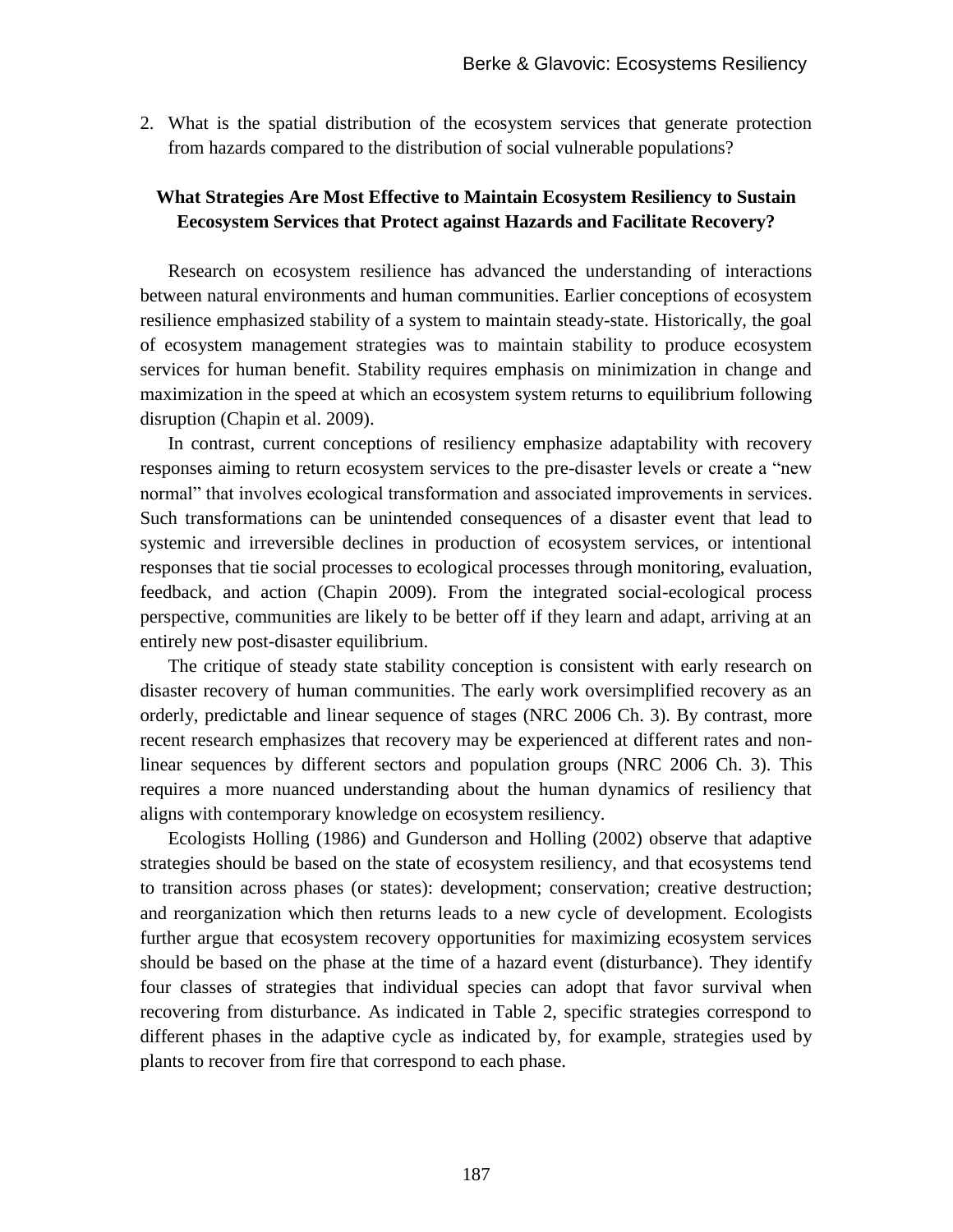2. What is the spatial distribution of the ecosystem services that generate protection from hazards compared to the distribution of social vulnerable populations?

## What Strategies Are Most Effective to Maintain Ecosystem Resiliency to Sustain Eecosystem Services that Protect against Hazards and Facilitate Recovery?

Research on ecosystem resilience has advanced the understanding of interactions between natural environments and human communities. Earlier conceptions of ecosystem resilience emphasized stability of a system to maintain steady-state. Historically, the goal of ecosystem management strategies was to maintain stability to produce ecosystem services for human benefit. Stability requires emphasis on minimization in change and maximization in the speed at which an ecosystem system returns to equilibrium following disruption (Chapin et al. 2009).

In contrast, current conceptions of resiliency emphasize adaptability with recovery responses aiming to return ecosystem services to the pre-disaster levels or create a "new normal" that involves ecological transformation and associated improvements in services. Such transformations can be unintended consequences of a disaster event that lead to systemic and irreversible declines in production of ecosystem services, or intentional responses that tie social processes to ecological processes through monitoring, evaluation, feedback, and action (Chapin 2009). From the integrated social-ecological process perspective, communities are likely to be better off if they learn and adapt, arriving at an entirely new post-disaster equilibrium.

The critique of steady state stability conception is consistent with early research on disaster recovery of human communities. The early work oversimplified recovery as an orderly, predictable and linear sequence of stages (NRC 2006 Ch. 3). By contrast, more recent research emphasizes that recovery may be experienced at different rates and non-linear sequences by different sectors and population groups (NRC 2006 Ch. 3). This requires a more nuanced understanding about the human dynamics of resiliency that aligns with contemporary knowledge on ecosystem resiliency.

Ecologists Holling (1986) and Gunderson and Holling (2002) observe that adaptive strategies should be based on the state of ecosystem resiliency, and that ecosystems tend to transition across phases (or states): development; conservation; creative destruction; and reorganization which then returns leads to a new cycle of development. Ecologists further argue that ecosystem recovery opportunities for maximizing ecosystem services should be based on the phase at the time of a hazard event (disturbance). They identify four classes of strategies that individual species can adopt that favor survival when recovering from disturbance. As indicated in Table 2, specific strategies correspond to different phases in the adaptive cycle as indicated by, for example, strategies used by plants to recover from fire that correspond to each phase.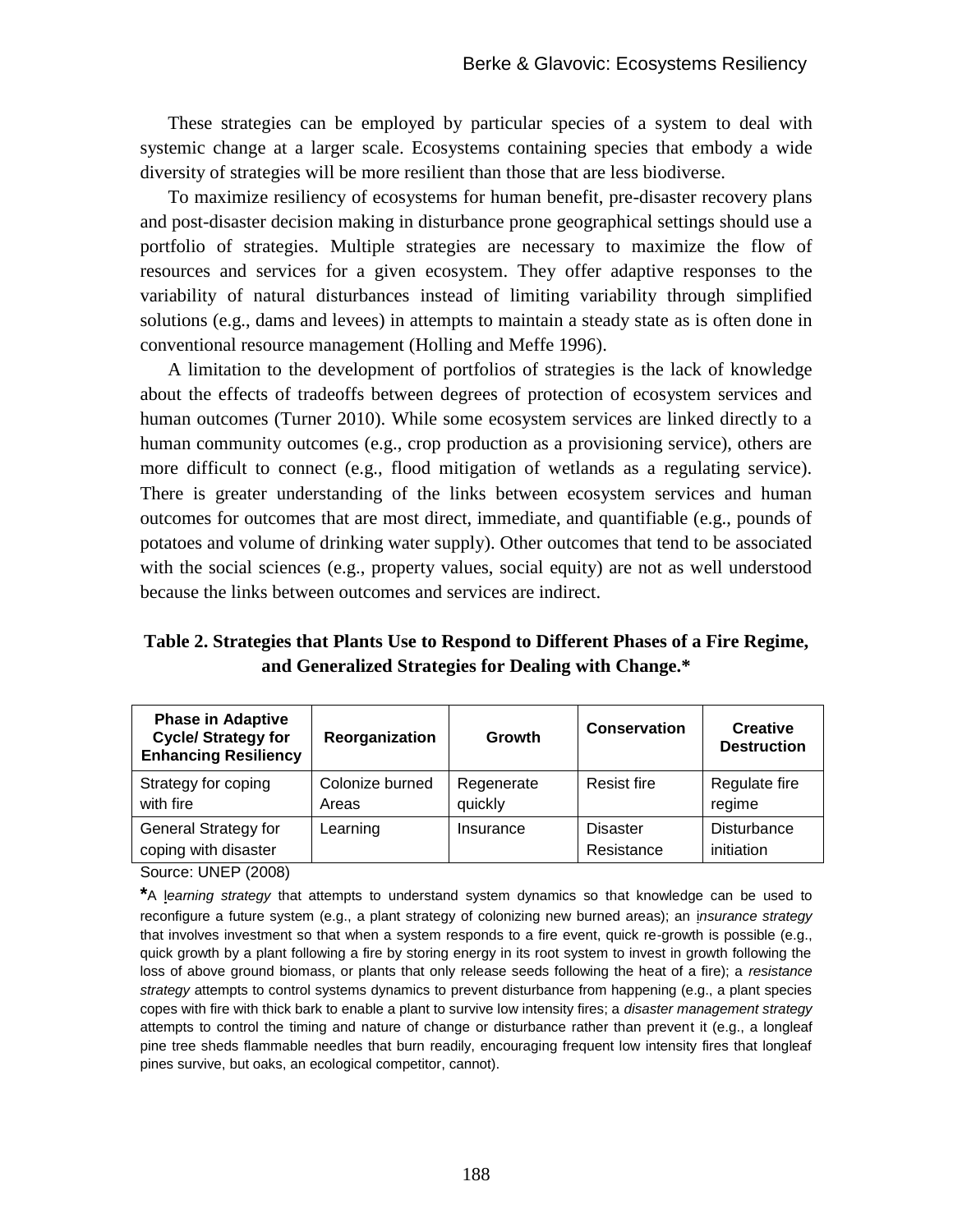These strategies can be employed by particular species of a system to deal with systemic change at a larger scale. Ecosystems containing species that embody a wide diversity of strategies will be more resilient than those that are less biodiverse.

To maximize resiliency of ecosystems for human benefit, pre-disaster recovery plans and post-disaster decision making in disturbance prone geographical settings should use a portfolio of strategies. Multiple strategies are necessary to maximize the flow of resources and services for a given ecosystem. They offer adaptive responses to the variability of natural disturbances instead of limiting variability through simplified solutions (e.g., dams and levees) in attempts to maintain a steady state as is often done in conventional resource management (Holling and Meffe 1996).

A limitation to the development of portfolios of strategies is the lack of knowledge about the effects of tradeoffs between degrees of protection of ecosystem services and human outcomes (Turner 2010). While some ecosystem services are linked directly to a human community outcomes (e.g., crop production as a provisioning service), others are more difficult to connect (e.g., flood mitigation of wetlands as a regulating service). There is greater understanding of the links between ecosystem services and human outcomes for outcomes that are most direct, immediate, and quantifiable (e.g., pounds of potatoes and volume of drinking water supply). Other outcomes that tend to be associated with the social sciences (e.g., property values, social equity) are not as well understood because the links between outcomes and services are indirect.

**Table 2. Strategies that Plants Use to Respond to Different Phases of a Fire Regime, and Generalized Strategies for Dealing with Change.***

| Phase in Adaptive Cycle/ Strategy for Enhancing Resiliency | Reorganization | Growth | Conservation | Creative Destruction |
|---|---|---|---|---|
| Strategy for coping with fire | Colonize burned Areas | Regenerate quickly | Resist fire | Regulate fire regime |
| General Strategy for coping with disaster | Learning | Insurance | Disaster Resistance | Disturbance initiation |

Source: UNEP (2008)

*A *learning strategy* that attempts to understand system dynamics so that knowledge can be used to reconfigure a future system (e.g., a plant strategy of colonizing new burned areas); an *insurance strategy* that involves investment so that when a system responds to a fire event, quick re-growth is possible (e.g., quick growth by a plant following a fire by storing energy in its root system to invest in growth following the loss of above ground biomass, or plants that only release seeds following the heat of a fire); a *resistance strategy* attempts to control systems dynamics to prevent disturbance from happening (e.g., a plant species copes with fire with thick bark to enable a plant to survive low intensity fires; a *disaster management strategy* attempts to control the timing and nature of change or disturbance rather than prevent it (e.g., a longleaf pine tree sheds flammable needles that burn readily, encouraging frequent low intensity fires that longleaf pines survive, but oaks, an ecological competitor, cannot).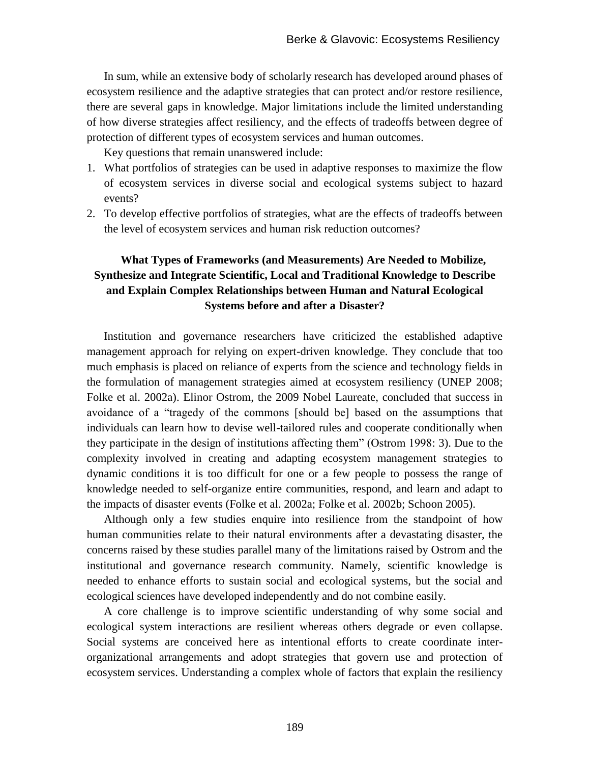In sum, while an extensive body of scholarly research has developed around phases of ecosystem resilience and the adaptive strategies that can protect and/or restore resilience, there are several gaps in knowledge. Major limitations include the limited understanding of how diverse strategies affect resiliency, and the effects of tradeoffs between degree of protection of different types of ecosystem services and human outcomes.

Key questions that remain unanswered include:

1. What portfolios of strategies can be used in adaptive responses to maximize the flow of ecosystem services in diverse social and ecological systems subject to hazard events?
2. To develop effective portfolios of strategies, what are the effects of tradeoffs between the level of ecosystem services and human risk reduction outcomes?

## What Types of Frameworks (and Measurements) Are Needed to Mobilize, Synthesize and Integrate Scientific, Local and Traditional Knowledge to Describe and Explain Complex Relationships between Human and Natural Ecological Systems before and after a Disaster?

Institution and governance researchers have criticized the established adaptive management approach for relying on expert-driven knowledge. They conclude that too much emphasis is placed on reliance of experts from the science and technology fields in the formulation of management strategies aimed at ecosystem resiliency (UNEP 2008; Folke et al. 2002a). Elinor Ostrom, the 2009 Nobel Laureate, concluded that success in avoidance of a "tragedy of the commons [should be] based on the assumptions that individuals can learn how to devise well-tailored rules and cooperate conditionally when they participate in the design of institutions affecting them" (Ostrom 1998: 3). Due to the complexity involved in creating and adapting ecosystem management strategies to dynamic conditions it is too difficult for one or a few people to possess the range of knowledge needed to self-organize entire communities, respond, and learn and adapt to the impacts of disaster events (Folke et al. 2002a; Folke et al. 2002b; Schoon 2005).

Although only a few studies enquire into resilience from the standpoint of how human communities relate to their natural environments after a devastating disaster, the concerns raised by these studies parallel many of the limitations raised by Ostrom and the institutional and governance research community. Namely, scientific knowledge is needed to enhance efforts to sustain social and ecological systems, but the social and ecological sciences have developed independently and do not combine easily.

A core challenge is to improve scientific understanding of why some social and ecological system interactions are resilient whereas others degrade or even collapse. Social systems are conceived here as intentional efforts to create coordinate inter-organizational arrangements and adopt strategies that govern use and protection of ecosystem services. Understanding a complex whole of factors that explain the resiliency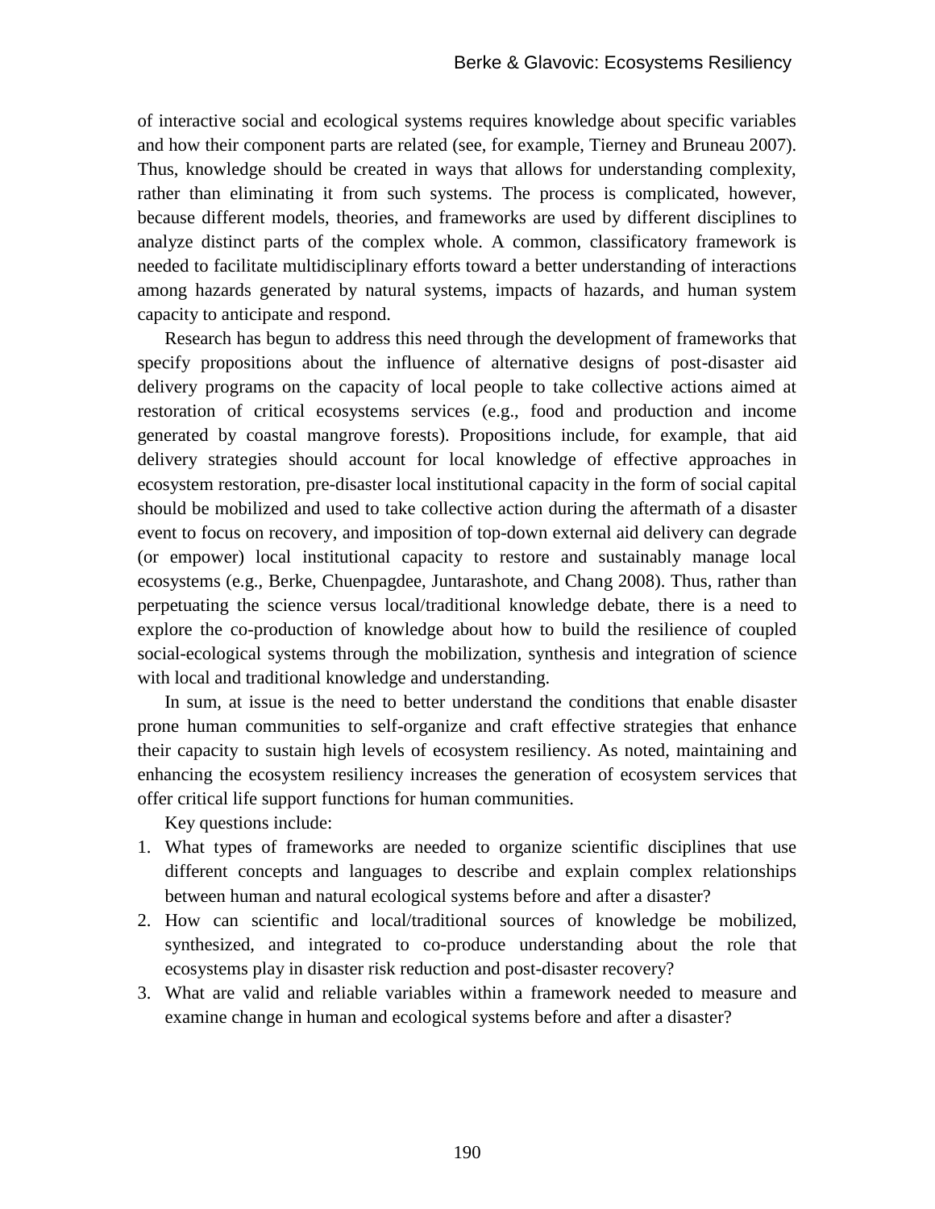of interactive social and ecological systems requires knowledge about specific variables and how their component parts are related (see, for example, Tierney and Bruneau 2007). Thus, knowledge should be created in ways that allows for understanding complexity, rather than eliminating it from such systems. The process is complicated, however, because different models, theories, and frameworks are used by different disciplines to analyze distinct parts of the complex whole. A common, classificatory framework is needed to facilitate multidisciplinary efforts toward a better understanding of interactions among hazards generated by natural systems, impacts of hazards, and human system capacity to anticipate and respond.

Research has begun to address this need through the development of frameworks that specify propositions about the influence of alternative designs of post-disaster aid delivery programs on the capacity of local people to take collective actions aimed at restoration of critical ecosystems services (e.g., food and production and income generated by coastal mangrove forests). Propositions include, for example, that aid delivery strategies should account for local knowledge of effective approaches in ecosystem restoration, pre-disaster local institutional capacity in the form of social capital should be mobilized and used to take collective action during the aftermath of a disaster event to focus on recovery, and imposition of top-down external aid delivery can degrade (or empower) local institutional capacity to restore and sustainably manage local ecosystems (e.g., Berke, Chuenpagdee, Juntarashote, and Chang 2008). Thus, rather than perpetuating the science versus local/traditional knowledge debate, there is a need to explore the co-production of knowledge about how to build the resilience of coupled social-ecological systems through the mobilization, synthesis and integration of science with local and traditional knowledge and understanding.

In sum, at issue is the need to better understand the conditions that enable disaster prone human communities to self-organize and craft effective strategies that enhance their capacity to sustain high levels of ecosystem resiliency. As noted, maintaining and enhancing the ecosystem resiliency increases the generation of ecosystem services that offer critical life support functions for human communities.

Key questions include:

1. What types of frameworks are needed to organize scientific disciplines that use different concepts and languages to describe and explain complex relationships between human and natural ecological systems before and after a disaster?
2. How can scientific and local/traditional sources of knowledge be mobilized, synthesized, and integrated to co-produce understanding about the role that ecosystems play in disaster risk reduction and post-disaster recovery?
3. What are valid and reliable variables within a framework needed to measure and examine change in human and ecological systems before and after a disaster?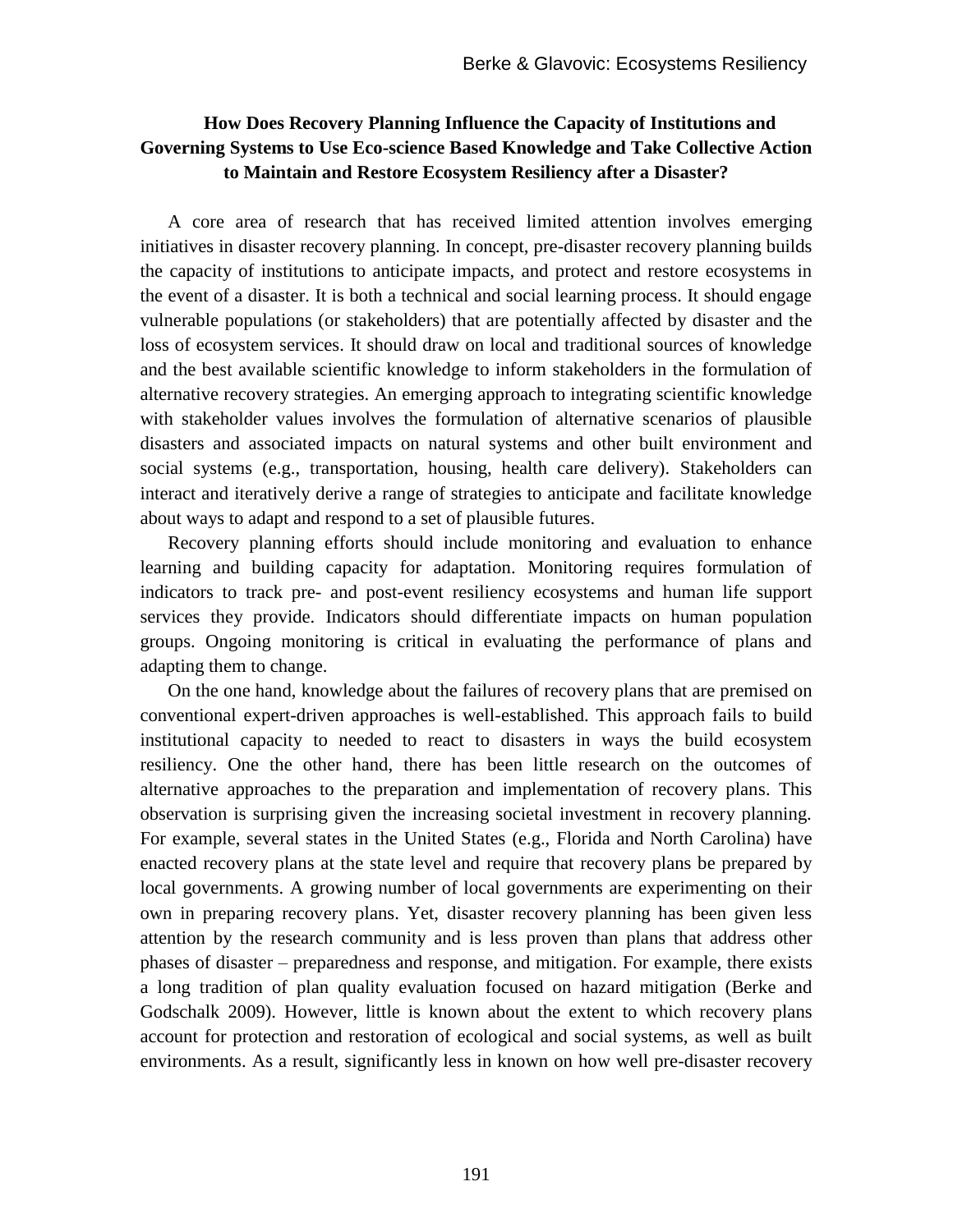## How Does Recovery Planning Influence the Capacity of Institutions and Governing Systems to Use Eco-science Based Knowledge and Take Collective Action to Maintain and Restore Ecosystem Resiliency after a Disaster?

A core area of research that has received limited attention involves emerging initiatives in disaster recovery planning. In concept, pre-disaster recovery planning builds the capacity of institutions to anticipate impacts, and protect and restore ecosystems in the event of a disaster. It is both a technical and social learning process. It should engage vulnerable populations (or stakeholders) that are potentially affected by disaster and the loss of ecosystem services. It should draw on local and traditional sources of knowledge and the best available scientific knowledge to inform stakeholders in the formulation of alternative recovery strategies. An emerging approach to integrating scientific knowledge with stakeholder values involves the formulation of alternative scenarios of plausible disasters and associated impacts on natural systems and other built environment and social systems (e.g., transportation, housing, health care delivery). Stakeholders can interact and iteratively derive a range of strategies to anticipate and facilitate knowledge about ways to adapt and respond to a set of plausible futures.

Recovery planning efforts should include monitoring and evaluation to enhance learning and building capacity for adaptation. Monitoring requires formulation of indicators to track pre- and post-event resiliency ecosystems and human life support services they provide. Indicators should differentiate impacts on human population groups. Ongoing monitoring is critical in evaluating the performance of plans and adapting them to change.

On the one hand, knowledge about the failures of recovery plans that are premised on conventional expert-driven approaches is well-established. This approach fails to build institutional capacity to needed to react to disasters in ways the build ecosystem resiliency. One the other hand, there has been little research on the outcomes of alternative approaches to the preparation and implementation of recovery plans. This observation is surprising given the increasing societal investment in recovery planning. For example, several states in the United States (e.g., Florida and North Carolina) have enacted recovery plans at the state level and require that recovery plans be prepared by local governments. A growing number of local governments are experimenting on their own in preparing recovery plans. Yet, disaster recovery planning has been given less attention by the research community and is less proven than plans that address other phases of disaster – preparedness and response, and mitigation. For example, there exists a long tradition of plan quality evaluation focused on hazard mitigation (Berke and Godschalk 2009). However, little is known about the extent to which recovery plans account for protection and restoration of ecological and social systems, as well as built environments. As a result, significantly less in known on how well pre-disaster recovery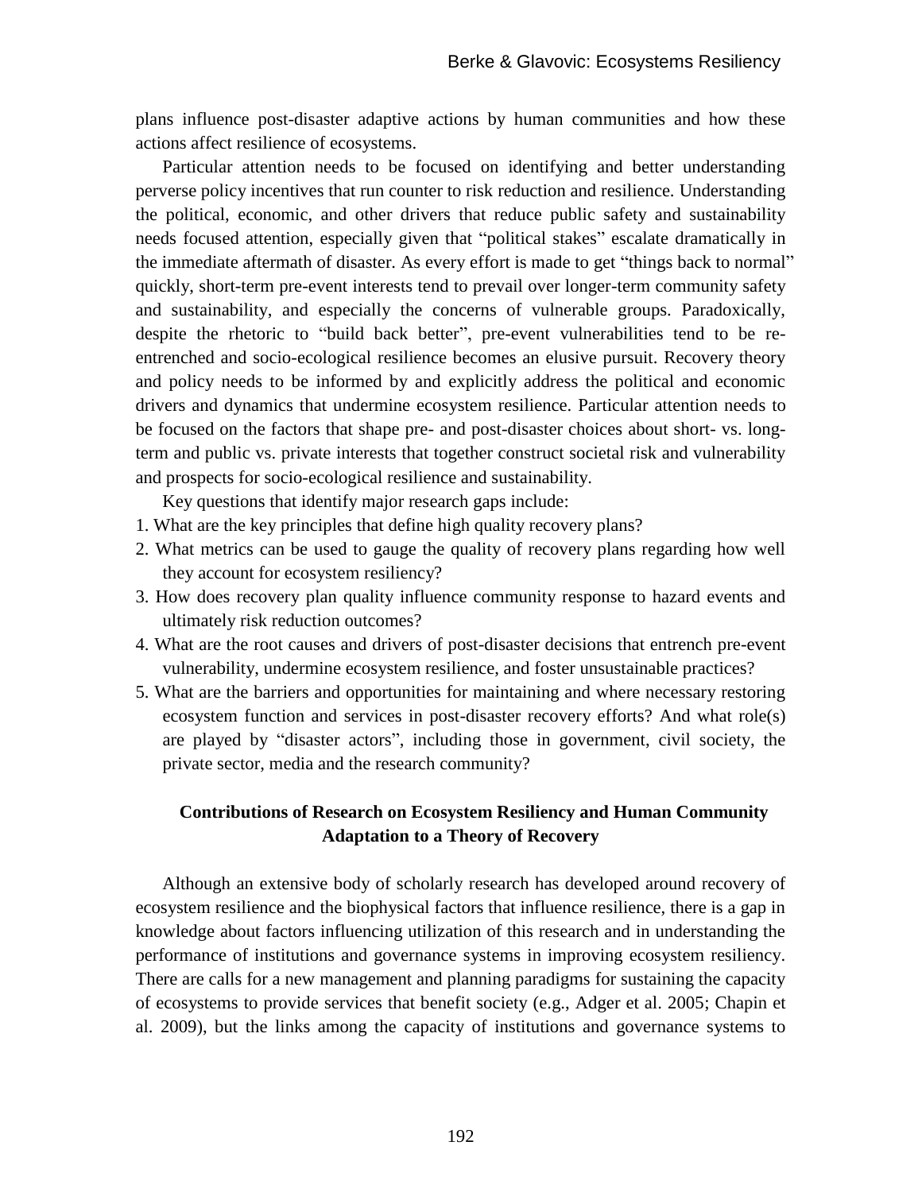plans influence post-disaster adaptive actions by human communities and how these actions affect resilience of ecosystems.

Particular attention needs to be focused on identifying and better understanding perverse policy incentives that run counter to risk reduction and resilience. Understanding the political, economic, and other drivers that reduce public safety and sustainability needs focused attention, especially given that "political stakes" escalate dramatically in the immediate aftermath of disaster. As every effort is made to get "things back to normal" quickly, short-term pre-event interests tend to prevail over longer-term community safety and sustainability, and especially the concerns of vulnerable groups. Paradoxically, despite the rhetoric to "build back better", pre-event vulnerabilities tend to be re-entrenched and socio-ecological resilience becomes an elusive pursuit. Recovery theory and policy needs to be informed by and explicitly address the political and economic drivers and dynamics that undermine ecosystem resilience. Particular attention needs to be focused on the factors that shape pre- and post-disaster choices about short- vs. long-term and public vs. private interests that together construct societal risk and vulnerability and prospects for socio-ecological resilience and sustainability.

Key questions that identify major research gaps include:

1. What are the key principles that define high quality recovery plans?
2. What metrics can be used to gauge the quality of recovery plans regarding how well they account for ecosystem resiliency?
3. How does recovery plan quality influence community response to hazard events and ultimately risk reduction outcomes?
4. What are the root causes and drivers of post-disaster decisions that entrench pre-event vulnerability, undermine ecosystem resilience, and foster unsustainable practices?
5. What are the barriers and opportunities for maintaining and where necessary restoring ecosystem function and services in post-disaster recovery efforts? And what role(s) are played by "disaster actors", including those in government, civil society, the private sector, media and the research community?

## Contributions of Research on Ecosystem Resiliency and Human Community Adaptation to a Theory of Recovery

Although an extensive body of scholarly research has developed around recovery of ecosystem resilience and the biophysical factors that influence resilience, there is a gap in knowledge about factors influencing utilization of this research and in understanding the performance of institutions and governance systems in improving ecosystem resiliency. There are calls for a new management and planning paradigms for sustaining the capacity of ecosystems to provide services that benefit society (e.g., Adger et al. 2005; Chapin et al. 2009), but the links among the capacity of institutions and governance systems to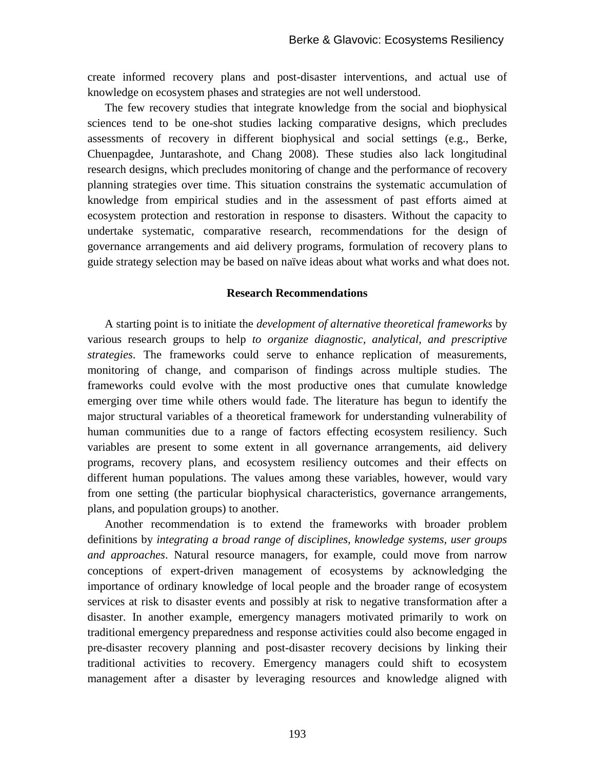create informed recovery plans and post-disaster interventions, and actual use of knowledge on ecosystem phases and strategies are not well understood.

The few recovery studies that integrate knowledge from the social and biophysical sciences tend to be one-shot studies lacking comparative designs, which precludes assessments of recovery in different biophysical and social settings (e.g., Berke, Chuenpagdee, Juntarashote, and Chang 2008). These studies also lack longitudinal research designs, which precludes monitoring of change and the performance of recovery planning strategies over time. This situation constrains the systematic accumulation of knowledge from empirical studies and in the assessment of past efforts aimed at ecosystem protection and restoration in response to disasters. Without the capacity to undertake systematic, comparative research, recommendations for the design of governance arrangements and aid delivery programs, formulation of recovery plans to guide strategy selection may be based on naïve ideas about what works and what does not.

### Research Recommendations

A starting point is to initiate the *development of alternative theoretical frameworks* by various research groups to help *to organize diagnostic, analytical, and prescriptive strategies*. The frameworks could serve to enhance replication of measurements, monitoring of change, and comparison of findings across multiple studies. The frameworks could evolve with the most productive ones that cumulate knowledge emerging over time while others would fade. The literature has begun to identify the major structural variables of a theoretical framework for understanding vulnerability of human communities due to a range of factors effecting ecosystem resiliency. Such variables are present to some extent in all governance arrangements, aid delivery programs, recovery plans, and ecosystem resiliency outcomes and their effects on different human populations. The values among these variables, however, would vary from one setting (the particular biophysical characteristics, governance arrangements, plans, and population groups) to another.

Another recommendation is to extend the frameworks with broader problem definitions by *integrating a broad range of disciplines, knowledge systems, user groups and approaches*. Natural resource managers, for example, could move from narrow conceptions of expert-driven management of ecosystems by acknowledging the importance of ordinary knowledge of local people and the broader range of ecosystem services at risk to disaster events and possibly at risk to negative transformation after a disaster. In another example, emergency managers motivated primarily to work on traditional emergency preparedness and response activities could also become engaged in pre-disaster recovery planning and post-disaster recovery decisions by linking their traditional activities to recovery. Emergency managers could shift to ecosystem management after a disaster by leveraging resources and knowledge aligned with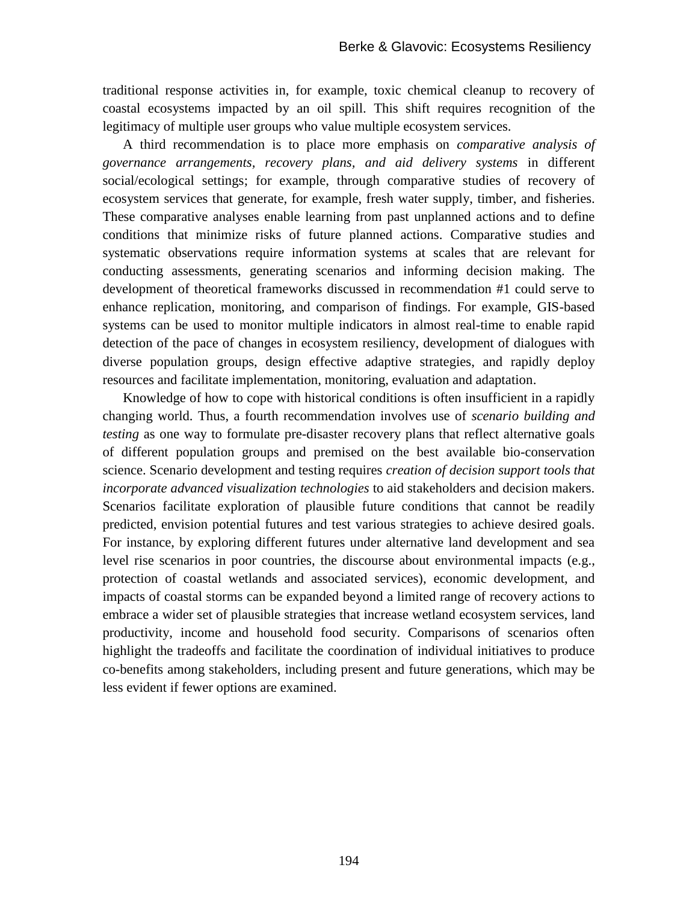traditional response activities in, for example, toxic chemical cleanup to recovery of coastal ecosystems impacted by an oil spill. This shift requires recognition of the legitimacy of multiple user groups who value multiple ecosystem services.

A third recommendation is to place more emphasis on *comparative analysis of governance arrangements, recovery plans, and aid delivery systems* in different social/ecological settings; for example, through comparative studies of recovery of ecosystem services that generate, for example, fresh water supply, timber, and fisheries. These comparative analyses enable learning from past unplanned actions and to define conditions that minimize risks of future planned actions. Comparative studies and systematic observations require information systems at scales that are relevant for conducting assessments, generating scenarios and informing decision making. The development of theoretical frameworks discussed in recommendation #1 could serve to enhance replication, monitoring, and comparison of findings. For example, GIS-based systems can be used to monitor multiple indicators in almost real-time to enable rapid detection of the pace of changes in ecosystem resiliency, development of dialogues with diverse population groups, design effective adaptive strategies, and rapidly deploy resources and facilitate implementation, monitoring, evaluation and adaptation.

Knowledge of how to cope with historical conditions is often insufficient in a rapidly changing world. Thus, a fourth recommendation involves use of *scenario building and testing* as one way to formulate pre-disaster recovery plans that reflect alternative goals of different population groups and premised on the best available bio-conservation science. Scenario development and testing requires *creation of decision support tools that incorporate advanced visualization technologies* to aid stakeholders and decision makers. Scenarios facilitate exploration of plausible future conditions that cannot be readily predicted, envision potential futures and test various strategies to achieve desired goals. For instance, by exploring different futures under alternative land development and sea level rise scenarios in poor countries, the discourse about environmental impacts (e.g., protection of coastal wetlands and associated services), economic development, and impacts of coastal storms can be expanded beyond a limited range of recovery actions to embrace a wider set of plausible strategies that increase wetland ecosystem services, land productivity, income and household food security. Comparisons of scenarios often highlight the tradeoffs and facilitate the coordination of individual initiatives to produce co-benefits among stakeholders, including present and future generations, which may be less evident if fewer options are examined.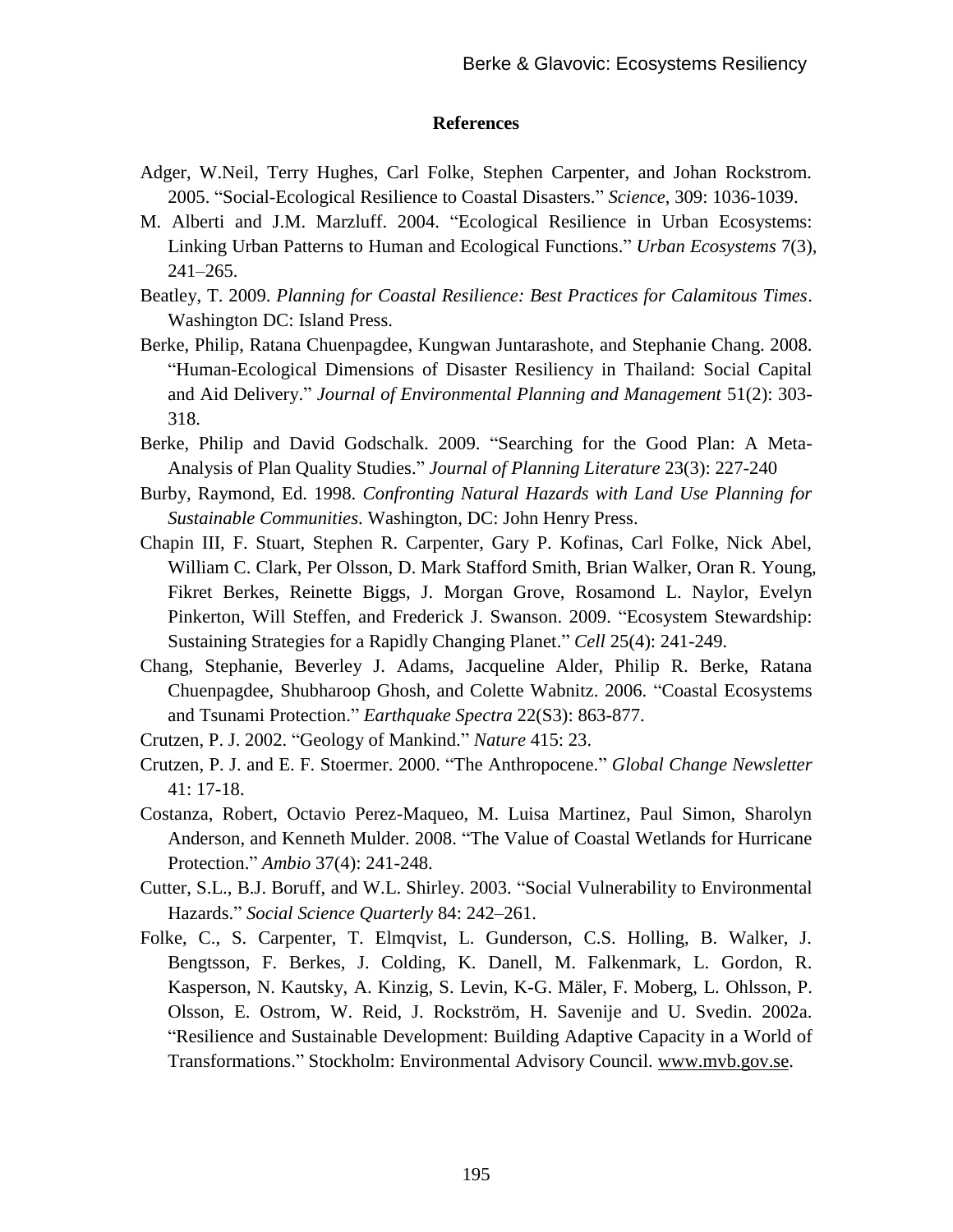## References

Adger, W.Neil, Terry Hughes, Carl Folke, Stephen Carpenter, and Johan Rockstrom. 2005. "Social-Ecological Resilience to Coastal Disasters." *Science*, 309: 1036-1039.

M. Alberti and J.M. Marzluff. 2004. "Ecological Resilience in Urban Ecosystems: Linking Urban Patterns to Human and Ecological Functions." *Urban Ecosystems* 7(3), 241–265.

Beatley, T. 2009. *Planning for Coastal Resilience: Best Practices for Calamitous Times*. Washington DC: Island Press.

Berke, Philip, Ratana Chuenpagdee, Kungwan Juntarashote, and Stephanie Chang. 2008. "Human-Ecological Dimensions of Disaster Resiliency in Thailand: Social Capital and Aid Delivery." *Journal of Environmental Planning and Management* 51(2): 303-318.

Berke, Philip and David Godschalk. 2009. "Searching for the Good Plan: A Meta-Analysis of Plan Quality Studies." *Journal of Planning Literature* 23(3): 227-240

Burby, Raymond, Ed. 1998. *Confronting Natural Hazards with Land Use Planning for Sustainable Communities*. Washington, DC: John Henry Press.

Chapin III, F. Stuart, Stephen R. Carpenter, Gary P. Kofinas, Carl Folke, Nick Abel, William C. Clark, Per Olsson, D. Mark Stafford Smith, Brian Walker, Oran R. Young, Fikret Berkes, Reinette Biggs, J. Morgan Grove, Rosamond L. Naylor, Evelyn Pinkerton, Will Steffen, and Frederick J. Swanson. 2009. "Ecosystem Stewardship: Sustaining Strategies for a Rapidly Changing Planet." *Cell* 25(4): 241-249.

Chang, Stephanie, Beverley J. Adams, Jacqueline Alder, Philip R. Berke, Ratana Chuenpagdee, Shubharoop Ghosh, and Colette Wabnitz. 2006. "Coastal Ecosystems and Tsunami Protection." *Earthquake Spectra* 22(S3): 863-877.

Crutzen, P. J. 2002. "Geology of Mankind." *Nature* 415: 23.

Crutzen, P. J. and E. F. Stoermer. 2000. "The Anthropocene." *Global Change Newsletter* 41: 17-18.

Costanza, Robert, Octavio Perez-Maqueo, M. Luisa Martinez, Paul Simon, Sharolyn Anderson, and Kenneth Mulder. 2008. "The Value of Coastal Wetlands for Hurricane Protection." *Ambio* 37(4): 241-248.

Cutter, S.L., B.J. Boruff, and W.L. Shirley. 2003. "Social Vulnerability to Environmental Hazards." *Social Science Quarterly* 84: 242–261.

Folke, C., S. Carpenter, T. Elmqvist, L. Gunderson, C.S. Holling, B. Walker, J. Bengtsson, F. Berkes, J. Colding, K. Danell, M. Falkenmark, L. Gordon, R. Kasperson, N. Kautsky, A. Kinzig, S. Levin, K-G. Mäler, F. Moberg, L. Ohlsson, P. Olsson, E. Ostrom, W. Reid, J. Rockström, H. Savenije and U. Svedin. 2002a. "Resilience and Sustainable Development: Building Adaptive Capacity in a World of Transformations." Stockholm: Environmental Advisory Council. www.mvb.gov.se.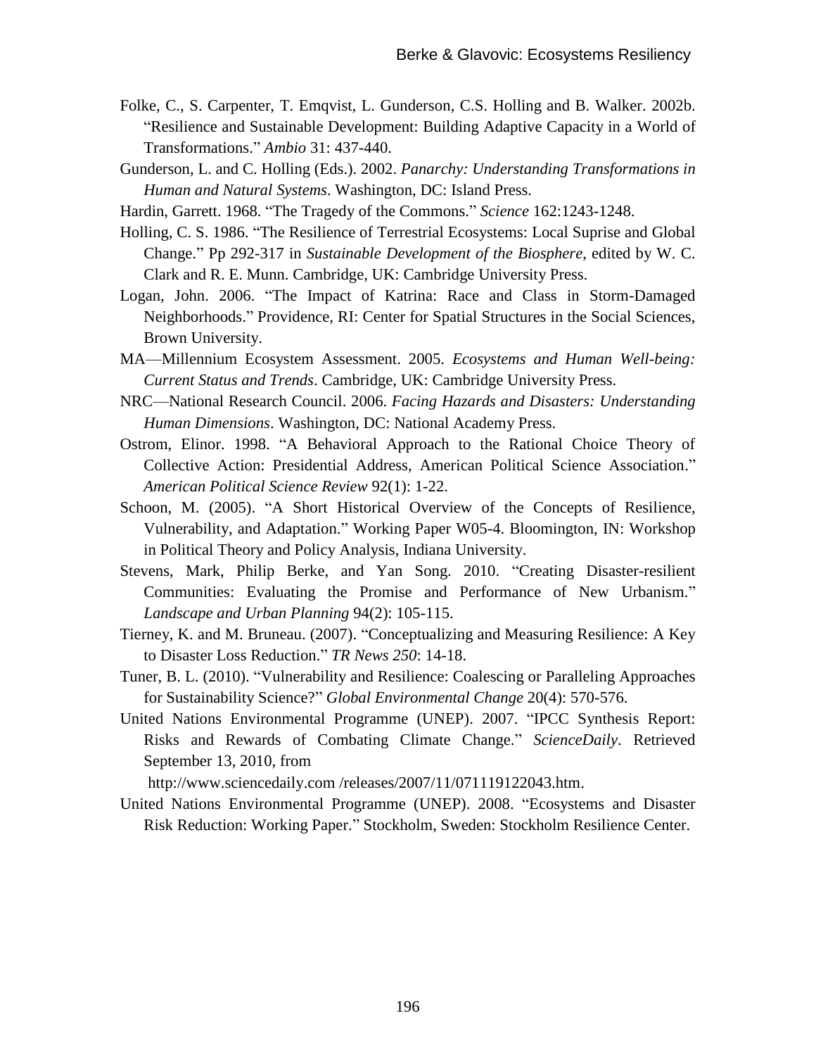Folke, C., S. Carpenter, T. Emqvist, L. Gunderson, C.S. Holling and B. Walker. 2002b. "Resilience and Sustainable Development: Building Adaptive Capacity in a World of Transformations." *Ambio* 31: 437-440.

Gunderson, L. and C. Holling (Eds.). 2002. *Panarchy: Understanding Transformations in Human and Natural Systems*. Washington, DC: Island Press.

Hardin, Garrett. 1968. "The Tragedy of the Commons." *Science* 162:1243-1248.

Holling, C. S. 1986. "The Resilience of Terrestrial Ecosystems: Local Suprise and Global Change." Pp 292-317 in *Sustainable Development of the Biosphere*, edited by W. C. Clark and R. E. Munn. Cambridge, UK: Cambridge University Press.

Logan, John. 2006. "The Impact of Katrina: Race and Class in Storm-Damaged Neighborhoods." Providence, RI: Center for Spatial Structures in the Social Sciences, Brown University.

MA—Millennium Ecosystem Assessment. 2005. *Ecosystems and Human Well-being: Current Status and Trends*. Cambridge, UK: Cambridge University Press.

NRC—National Research Council. 2006. *Facing Hazards and Disasters: Understanding Human Dimensions*. Washington, DC: National Academy Press.

Ostrom, Elinor. 1998. "A Behavioral Approach to the Rational Choice Theory of Collective Action: Presidential Address, American Political Science Association." *American Political Science Review* 92(1): 1-22.

Schoon, M. (2005). "A Short Historical Overview of the Concepts of Resilience, Vulnerability, and Adaptation." Working Paper W05-4. Bloomington, IN: Workshop in Political Theory and Policy Analysis, Indiana University.

Stevens, Mark, Philip Berke, and Yan Song. 2010. "Creating Disaster-resilient Communities: Evaluating the Promise and Performance of New Urbanism." *Landscape and Urban Planning* 94(2): 105-115.

Tierney, K. and M. Bruneau. (2007). "Conceptualizing and Measuring Resilience: A Key to Disaster Loss Reduction." *TR News 250*: 14-18.

Tuner, B. L. (2010). "Vulnerability and Resilience: Coalescing or Paralleling Approaches for Sustainability Science?" *Global Environmental Change* 20(4): 570-576.

United Nations Environmental Programme (UNEP). 2007. "IPCC Synthesis Report: Risks and Rewards of Combating Climate Change." *ScienceDaily*. Retrieved September 13, 2010, from http://www.sciencedaily.com /releases/2007/11/071119122043.htm.

United Nations Environmental Programme (UNEP). 2008. "Ecosystems and Disaster Risk Reduction: Working Paper." Stockholm, Sweden: Stockholm Resilience Center.